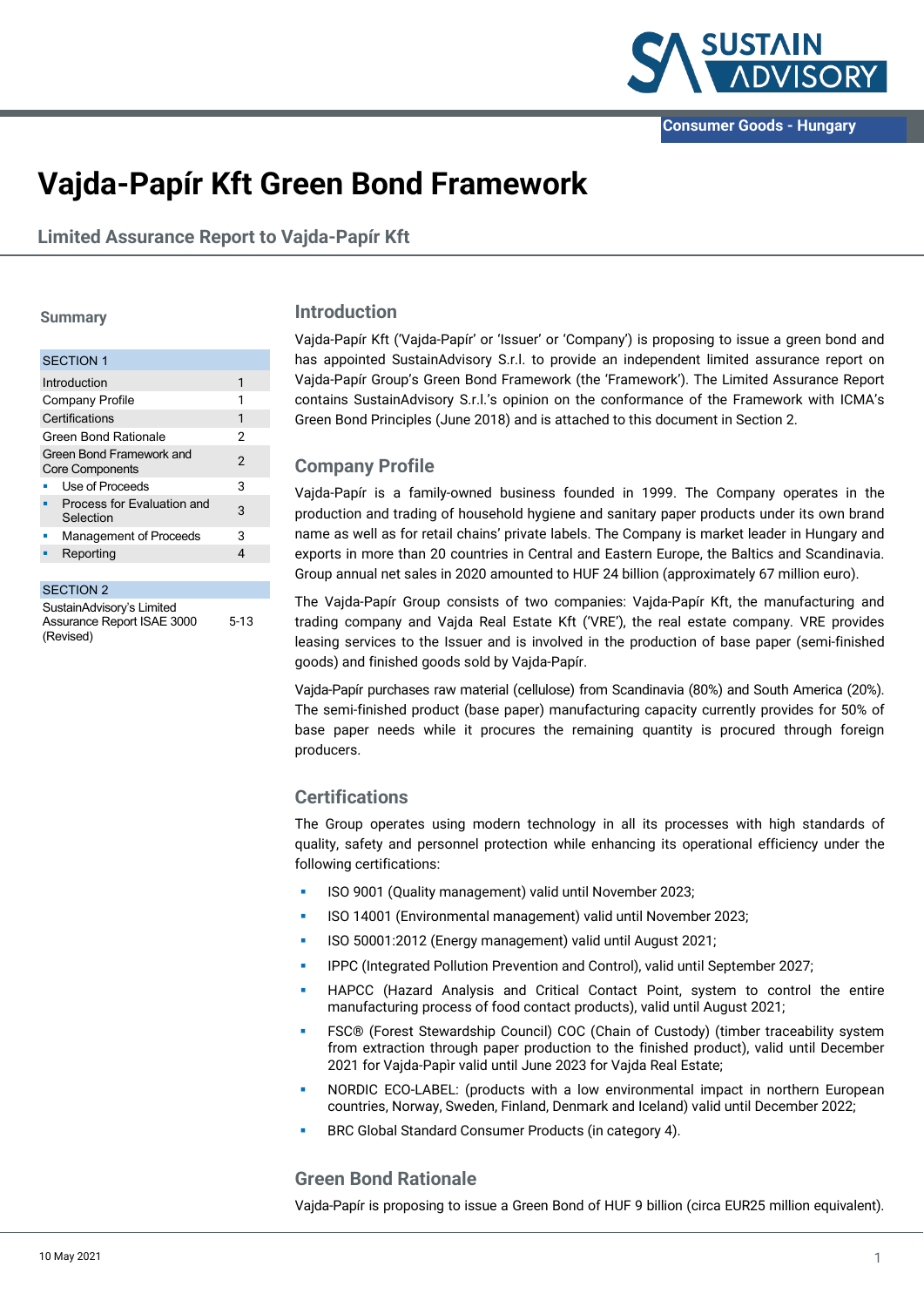Consumer Goods - Hungary

# Vajda-Papír Kft Green Bond Framework

## Limited Assurance Report to Vajda-Papír Kft

### Summary

| SECTION 1 | |
|---|---|
| Introduction | 1 |
| Company Profile | 1 |
| Certifications | 1 |
| Green Bond Rationale | 2 |
| Green Bond Framework and Core Components | 2 |
| ▪ Use of Proceeds | 3 |
| ▪ Process for Evaluation and Selection | 3 |
| ▪ Management of Proceeds | 3 |
| ▪ Reporting | 4 |

| SECTION 2 | |
|---|---|
| SustainAdvisory's Limited Assurance Report ISAE 3000 (Revised) | 5-13 |

## Introduction

Vajda-Papír Kft ('Vajda-Papír' or 'Issuer' or 'Company') is proposing to issue a green bond and has appointed SustainAdvisory S.r.l. to provide an independent limited assurance report on Vajda-Papír Group's Green Bond Framework (the 'Framework'). The Limited Assurance Report contains SustainAdvisory S.r.l.'s opinion on the conformance of the Framework with ICMA's Green Bond Principles (June 2018) and is attached to this document in Section 2.

## Company Profile

Vajda-Papír is a family-owned business founded in 1999. The Company operates in the production and trading of household hygiene and sanitary paper products under its own brand name as well as for retail chains' private labels. The Company is market leader in Hungary and exports in more than 20 countries in Central and Eastern Europe, the Baltics and Scandinavia. Group annual net sales in 2020 amounted to HUF 24 billion (approximately 67 million euro).

The Vajda-Papír Group consists of two companies: Vajda-Papír Kft, the manufacturing and trading company and Vajda Real Estate Kft ('VRE'), the real estate company. VRE provides leasing services to the Issuer and is involved in the production of base paper (semi-finished goods) and finished goods sold by Vajda-Papír.

Vajda-Papír purchases raw material (cellulose) from Scandinavia (80%) and South America (20%). The semi-finished product (base paper) manufacturing capacity currently provides for 50% of base paper needs while it procures the remaining quantity is procured through foreign producers.

## Certifications

The Group operates using modern technology in all its processes with high standards of quality, safety and personnel protection while enhancing its operational efficiency under the following certifications:

- ISO 9001 (Quality management) valid until November 2023;
- ISO 14001 (Environmental management) valid until November 2023;
- ISO 50001:2012 (Energy management) valid until August 2021;
- IPPC (Integrated Pollution Prevention and Control), valid until September 2027;
- HAPCC (Hazard Analysis and Critical Contact Point, system to control the entire manufacturing process of food contact products), valid until August 2021;
- FSC® (Forest Stewardship Council) COC (Chain of Custody) (timber traceability system from extraction through paper production to the finished product), valid until December 2021 for Vajda-Papìr valid until June 2023 for Vajda Real Estate;
- NORDIC ECO-LABEL: (products with a low environmental impact in northern European countries, Norway, Sweden, Finland, Denmark and Iceland) valid until December 2022;
- BRC Global Standard Consumer Products (in category 4).

## Green Bond Rationale

Vajda-Papír is proposing to issue a Green Bond of HUF 9 billion (circa EUR25 million equivalent).

10 May 2021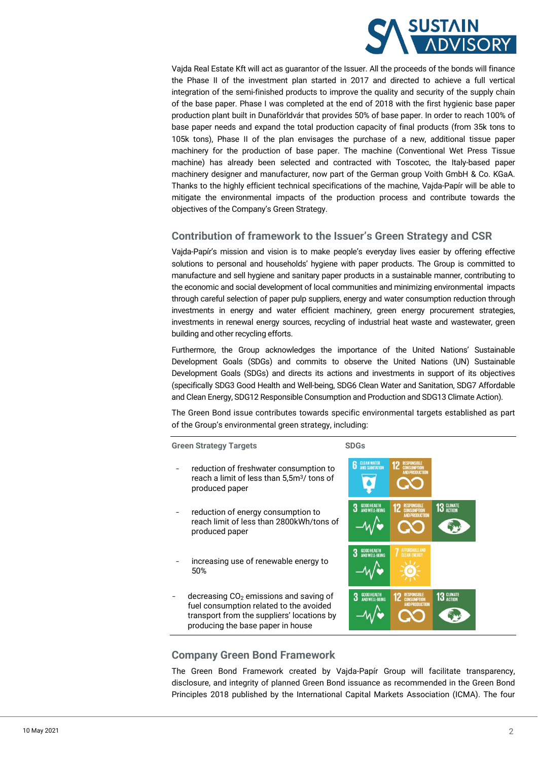Vajda Real Estate Kft will act as guarantor of the Issuer. All the proceeds of the bonds will finance the Phase II of the investment plan started in 2017 and directed to achieve a full vertical integration of the semi-finished products to improve the quality and security of the supply chain of the base paper. Phase I was completed at the end of 2018 with the first hygienic base paper production plant built in Dunaföldvár that provides 50% of base paper. In order to reach 100% of base paper needs and expand the total production capacity of final products (from 35k tons to 105k tons), Phase II of the plan envisages the purchase of a new, additional tissue paper machinery for the production of base paper. The machine (Conventional Wet Press Tissue machine) has already been selected and contracted with Toscotec, the Italy-based paper machinery designer and manufacturer, now part of the German group Voith GmbH & Co. KGaA. Thanks to the highly efficient technical specifications of the machine, Vajda-Papír will be able to mitigate the environmental impacts of the production process and contribute towards the objectives of the Company's Green Strategy.

## Contribution of framework to the Issuer's Green Strategy and CSR

Vajda-Papír's mission and vision is to make people's everyday lives easier by offering effective solutions to personal and households' hygiene with paper products. The Group is committed to manufacture and sell hygiene and sanitary paper products in a sustainable manner, contributing to the economic and social development of local communities and minimizing environmental impacts through careful selection of paper pulp suppliers, energy and water consumption reduction through investments in energy and water efficient machinery, green energy procurement strategies, investments in renewable energy sources, recycling of industrial heat waste and wastewater, green building and other recycling efforts.

Furthermore, the Group acknowledges the importance of the United Nations' Sustainable Development Goals (SDGs) and commits to observe the United Nations (UN) Sustainable Development Goals (SDGs) and directs its actions and investments in support of its objectives (specifically SDG3 Good Health and Well-being, SDG6 Clean Water and Sanitation, SDG7 Affordable and Clean Energy, SDG12 Responsible Consumption and Production and SDG13 Climate Action).

The Green Bond issue contributes towards specific environmental targets established as part of the Group's environmental green strategy, including:

| Green Strategy Targets | SDGs |
|---|---|
| - reduction of freshwater consumption to reach a limit of less than 5,5m$^3$/ tons of produced paper | 6 Clean Water and Sanitation; 12 Responsible Consumption and Production |
| - reduction of energy consumption to reach limit of less than 2800kWh/tons of produced paper | 3 Good Health and Well-being; 12 Responsible Consumption and Production; 13 Climate Action |
| - increasing use of renewable energy to 50% | 3 Good Health and Well-being; 7 Affordable and Clean Energy |
| - decreasing $CO_2$ emissions and saving of fuel consumption related to the avoided transport from the suppliers' locations by producing the base paper in house | 3 Good Health and Well-being; 12 Responsible Consumption and Production; 13 Climate Action |

## Company Green Bond Framework

The Green Bond Framework created by Vajda-Papír Group will facilitate transparency, disclosure, and integrity of planned Green Bond issuance as recommended in the Green Bond Principles 2018 published by the International Capital Markets Association (ICMA). The four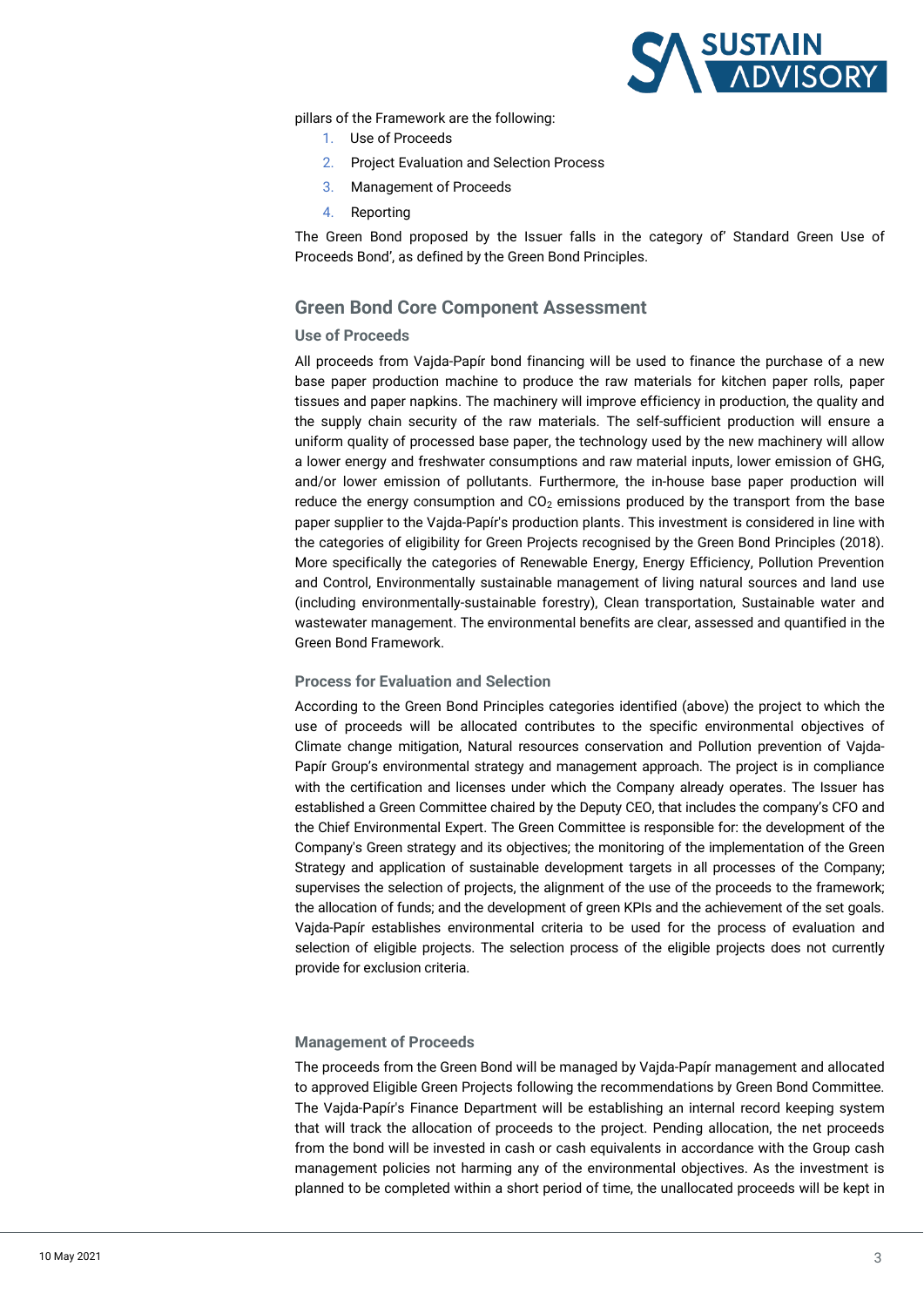pillars of the Framework are the following:

1. Use of Proceeds
2. Project Evaluation and Selection Process
3. Management of Proceeds
4. Reporting

The Green Bond proposed by the Issuer falls in the category of' Standard Green Use of Proceeds Bond', as defined by the Green Bond Principles.

## Green Bond Core Component Assessment

### Use of Proceeds

All proceeds from Vajda-Papír bond financing will be used to finance the purchase of a new base paper production machine to produce the raw materials for kitchen paper rolls, paper tissues and paper napkins. The machinery will improve efficiency in production, the quality and the supply chain security of the raw materials. The self-sufficient production will ensure a uniform quality of processed base paper, the technology used by the new machinery will allow a lower energy and freshwater consumptions and raw material inputs, lower emission of GHG, and/or lower emission of pollutants. Furthermore, the in-house base paper production will reduce the energy consumption and $CO_2$ emissions produced by the transport from the base paper supplier to the Vajda-Papír's production plants. This investment is considered in line with the categories of eligibility for Green Projects recognised by the Green Bond Principles (2018). More specifically the categories of Renewable Energy, Energy Efficiency, Pollution Prevention and Control, Environmentally sustainable management of living natural sources and land use (including environmentally-sustainable forestry), Clean transportation, Sustainable water and wastewater management. The environmental benefits are clear, assessed and quantified in the Green Bond Framework.

### Process for Evaluation and Selection

According to the Green Bond Principles categories identified (above) the project to which the use of proceeds will be allocated contributes to the specific environmental objectives of Climate change mitigation, Natural resources conservation and Pollution prevention of Vajda-Papír Group's environmental strategy and management approach. The project is in compliance with the certification and licenses under which the Company already operates. The Issuer has established a Green Committee chaired by the Deputy CEO, that includes the company's CFO and the Chief Environmental Expert. The Green Committee is responsible for: the development of the Company's Green strategy and its objectives; the monitoring of the implementation of the Green Strategy and application of sustainable development targets in all processes of the Company; supervises the selection of projects, the alignment of the use of the proceeds to the framework; the allocation of funds; and the development of green KPIs and the achievement of the set goals. Vajda-Papír establishes environmental criteria to be used for the process of evaluation and selection of eligible projects. The selection process of the eligible projects does not currently provide for exclusion criteria.

### Management of Proceeds

The proceeds from the Green Bond will be managed by Vajda-Papír management and allocated to approved Eligible Green Projects following the recommendations by Green Bond Committee. The Vajda-Papír's Finance Department will be establishing an internal record keeping system that will track the allocation of proceeds to the project. Pending allocation, the net proceeds from the bond will be invested in cash or cash equivalents in accordance with the Group cash management policies not harming any of the environmental objectives. As the investment is planned to be completed within a short period of time, the unallocated proceeds will be kept in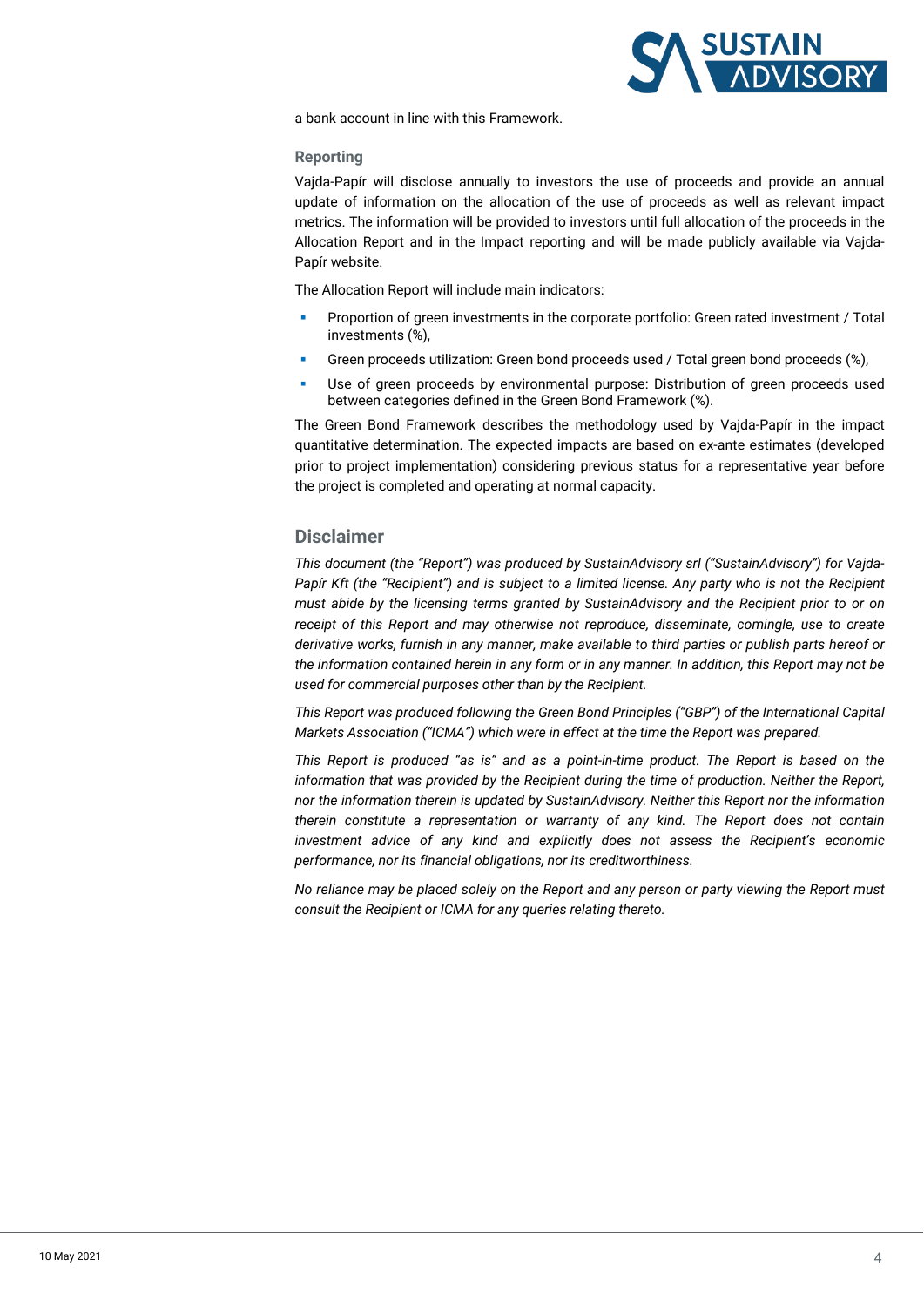a bank account in line with this Framework.

### Reporting

Vajda-Papír will disclose annually to investors the use of proceeds and provide an annual update of information on the allocation of the use of proceeds as well as relevant impact metrics. The information will be provided to investors until full allocation of the proceeds in the Allocation Report and in the Impact reporting and will be made publicly available via Vajda-Papír website.

The Allocation Report will include main indicators:

- Proportion of green investments in the corporate portfolio: Green rated investment / Total investments (%),
- Green proceeds utilization: Green bond proceeds used / Total green bond proceeds (%),
- Use of green proceeds by environmental purpose: Distribution of green proceeds used between categories defined in the Green Bond Framework (%).

The Green Bond Framework describes the methodology used by Vajda-Papír in the impact quantitative determination. The expected impacts are based on ex-ante estimates (developed prior to project implementation) considering previous status for a representative year before the project is completed and operating at normal capacity.

## Disclaimer

*This document (the "Report") was produced by SustainAdvisory srl ("SustainAdvisory") for Vajda-Papír Kft (the "Recipient") and is subject to a limited license. Any party who is not the Recipient must abide by the licensing terms granted by SustainAdvisory and the Recipient prior to or on receipt of this Report and may otherwise not reproduce, disseminate, comingle, use to create derivative works, furnish in any manner, make available to third parties or publish parts hereof or the information contained herein in any form or in any manner. In addition, this Report may not be used for commercial purposes other than by the Recipient.*

*This Report was produced following the Green Bond Principles ("GBP") of the International Capital Markets Association ("ICMA") which were in effect at the time the Report was prepared.*

*This Report is produced "as is" and as a point-in-time product. The Report is based on the information that was provided by the Recipient during the time of production. Neither the Report, nor the information therein is updated by SustainAdvisory. Neither this Report nor the information therein constitute a representation or warranty of any kind. The Report does not contain investment advice of any kind and explicitly does not assess the Recipient's economic performance, nor its financial obligations, nor its creditworthiness.*

*No reliance may be placed solely on the Report and any person or party viewing the Report must consult the Recipient or ICMA for any queries relating thereto.*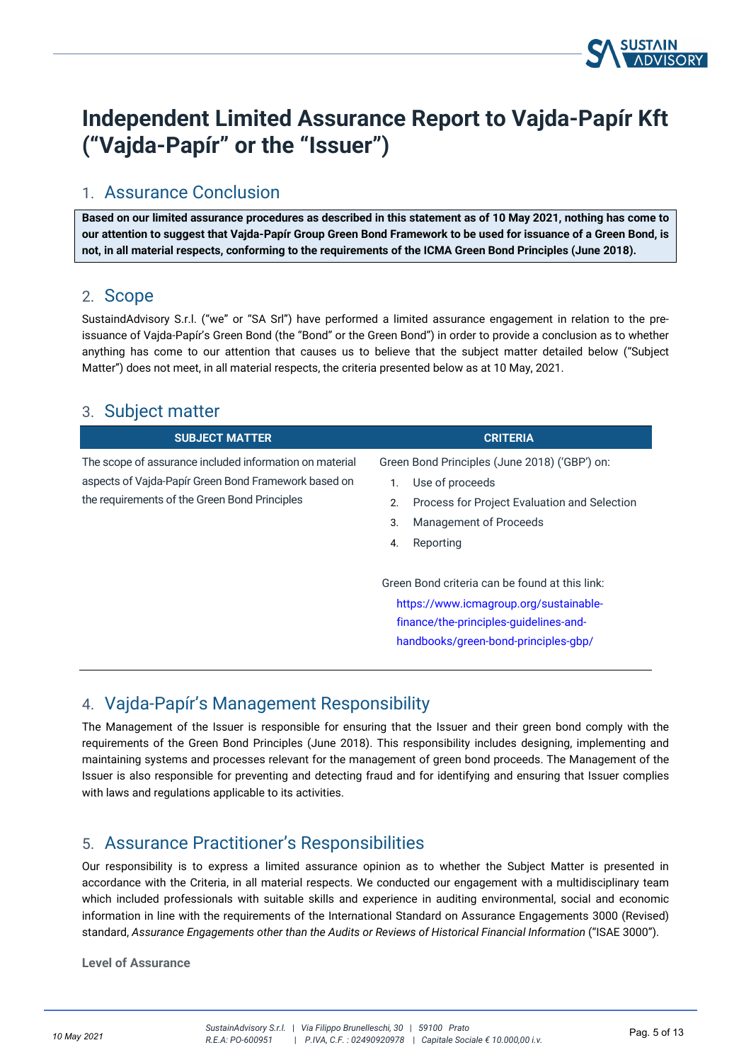# Independent Limited Assurance Report to Vajda-Papír Kft ("Vajda-Papír" or the "Issuer")

## 1. Assurance Conclusion

**Based on our limited assurance procedures as described in this statement as of 10 May 2021, nothing has come to our attention to suggest that Vajda-Papír Group Green Bond Framework to be used for issuance of a Green Bond, is not, in all material respects, conforming to the requirements of the ICMA Green Bond Principles (June 2018).**

## 2. Scope

SustaindAdvisory S.r.l. ("we" or "SA Srl") have performed a limited assurance engagement in relation to the pre-issuance of Vajda-Papír's Green Bond (the "Bond" or the Green Bond") in order to provide a conclusion as to whether anything has come to our attention that causes us to believe that the subject matter detailed below ("Subject Matter") does not meet, in all material respects, the criteria presented below as at 10 May, 2021.

## 3. Subject matter

| SUBJECT MATTER | CRITERIA |
|---|---|
| The scope of assurance included information on material aspects of Vajda-Papír Green Bond Framework based on the requirements of the Green Bond Principles | Green Bond Principles (June 2018) ('GBP') on:<br>1. Use of proceeds<br>2. Process for Project Evaluation and Selection<br>3. Management of Proceeds<br>4. Reporting<br><br>Green Bond criteria can be found at this link:<br>https://www.icmagroup.org/sustainable-finance/the-principles-guidelines-and-handbooks/green-bond-principles-gbp/ |

## 4. Vajda-Papír's Management Responsibility

The Management of the Issuer is responsible for ensuring that the Issuer and their green bond comply with the requirements of the Green Bond Principles (June 2018). This responsibility includes designing, implementing and maintaining systems and processes relevant for the management of green bond proceeds. The Management of the Issuer is also responsible for preventing and detecting fraud and for identifying and ensuring that Issuer complies with laws and regulations applicable to its activities.

## 5. Assurance Practitioner's Responsibilities

Our responsibility is to express a limited assurance opinion as to whether the Subject Matter is presented in accordance with the Criteria, in all material respects. We conducted our engagement with a multidisciplinary team which included professionals with suitable skills and experience in auditing environmental, social and economic information in line with the requirements of the International Standard on Assurance Engagements 3000 (Revised) standard, *Assurance Engagements other than the Audits or Reviews of Historical Financial Information* ("ISAE 3000").

**Level of Assurance**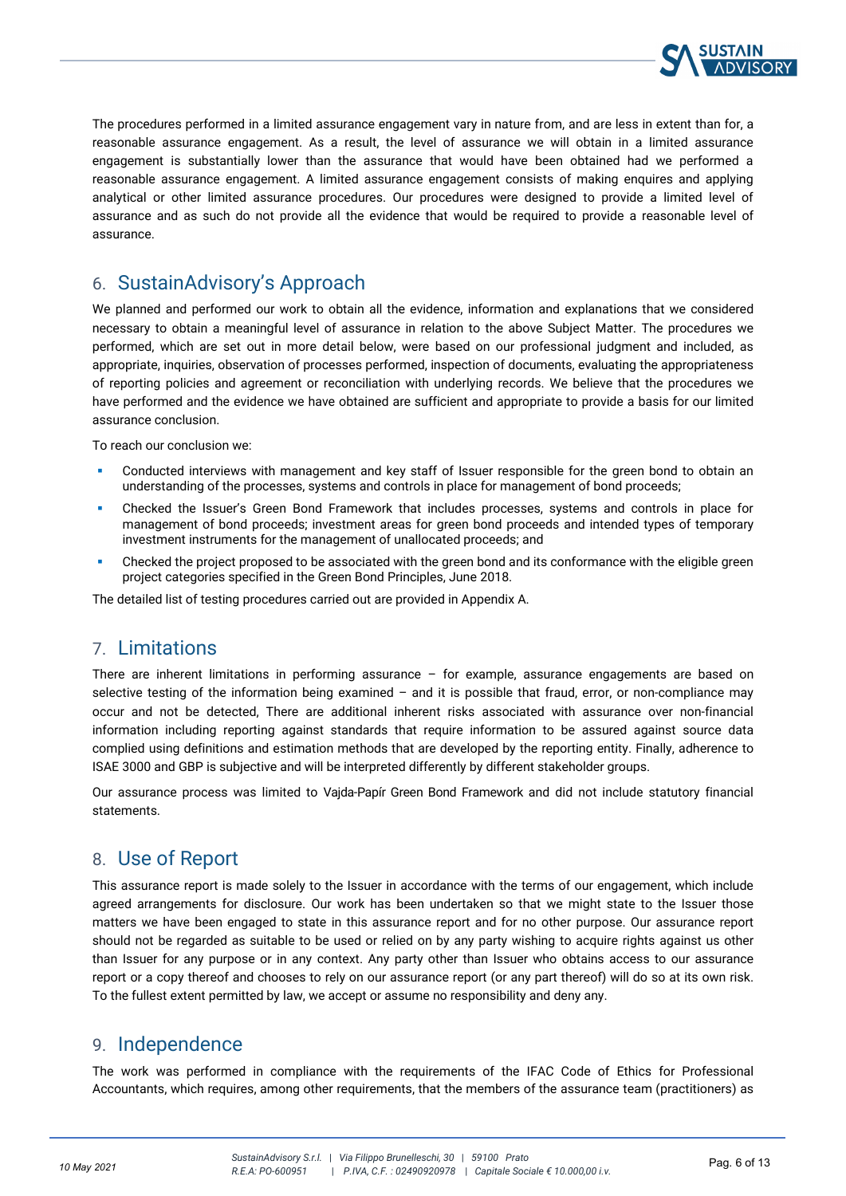The procedures performed in a limited assurance engagement vary in nature from, and are less in extent than for, a reasonable assurance engagement. As a result, the level of assurance we will obtain in a limited assurance engagement is substantially lower than the assurance that would have been obtained had we performed a reasonable assurance engagement. A limited assurance engagement consists of making enquires and applying analytical or other limited assurance procedures. Our procedures were designed to provide a limited level of assurance and as such do not provide all the evidence that would be required to provide a reasonable level of assurance.

## 6. SustainAdvisory's Approach

We planned and performed our work to obtain all the evidence, information and explanations that we considered necessary to obtain a meaningful level of assurance in relation to the above Subject Matter. The procedures we performed, which are set out in more detail below, were based on our professional judgment and included, as appropriate, inquiries, observation of processes performed, inspection of documents, evaluating the appropriateness of reporting policies and agreement or reconciliation with underlying records. We believe that the procedures we have performed and the evidence we have obtained are sufficient and appropriate to provide a basis for our limited assurance conclusion.

To reach our conclusion we:

- Conducted interviews with management and key staff of Issuer responsible for the green bond to obtain an understanding of the processes, systems and controls in place for management of bond proceeds;
- Checked the Issuer's Green Bond Framework that includes processes, systems and controls in place for management of bond proceeds; investment areas for green bond proceeds and intended types of temporary investment instruments for the management of unallocated proceeds; and
- Checked the project proposed to be associated with the green bond and its conformance with the eligible green project categories specified in the Green Bond Principles, June 2018.

The detailed list of testing procedures carried out are provided in Appendix A.

## 7. Limitations

There are inherent limitations in performing assurance – for example, assurance engagements are based on selective testing of the information being examined – and it is possible that fraud, error, or non-compliance may occur and not be detected, There are additional inherent risks associated with assurance over non-financial information including reporting against standards that require information to be assured against source data complied using definitions and estimation methods that are developed by the reporting entity. Finally, adherence to ISAE 3000 and GBP is subjective and will be interpreted differently by different stakeholder groups.

Our assurance process was limited to Vajda-Papír Green Bond Framework and did not include statutory financial statements.

## 8. Use of Report

This assurance report is made solely to the Issuer in accordance with the terms of our engagement, which include agreed arrangements for disclosure. Our work has been undertaken so that we might state to the Issuer those matters we have been engaged to state in this assurance report and for no other purpose. Our assurance report should not be regarded as suitable to be used or relied on by any party wishing to acquire rights against us other than Issuer for any purpose or in any context. Any party other than Issuer who obtains access to our assurance report or a copy thereof and chooses to rely on our assurance report (or any part thereof) will do so at its own risk. To the fullest extent permitted by law, we accept or assume no responsibility and deny any.

## 9. Independence

The work was performed in compliance with the requirements of the IFAC Code of Ethics for Professional Accountants, which requires, among other requirements, that the members of the assurance team (practitioners) as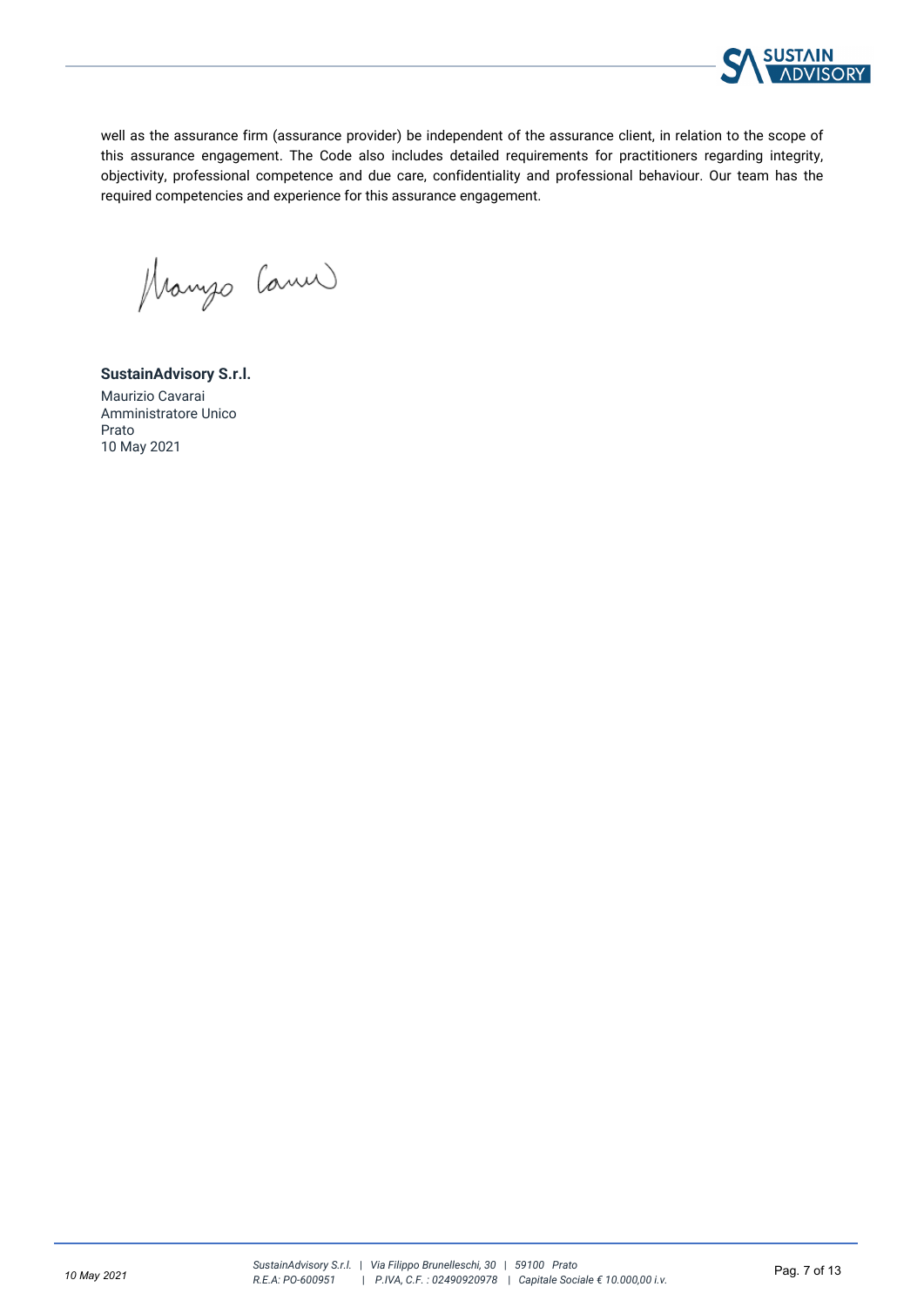well as the assurance firm (assurance provider) be independent of the assurance client, in relation to the scope of this assurance engagement. The Code also includes detailed requirements for practitioners regarding integrity, objectivity, professional competence and due care, confidentiality and professional behaviour. Our team has the required competencies and experience for this assurance engagement.

**SustainAdvisory S.r.l.**
Maurizio Cavarai
Amministratore Unico
Prato
10 May 2021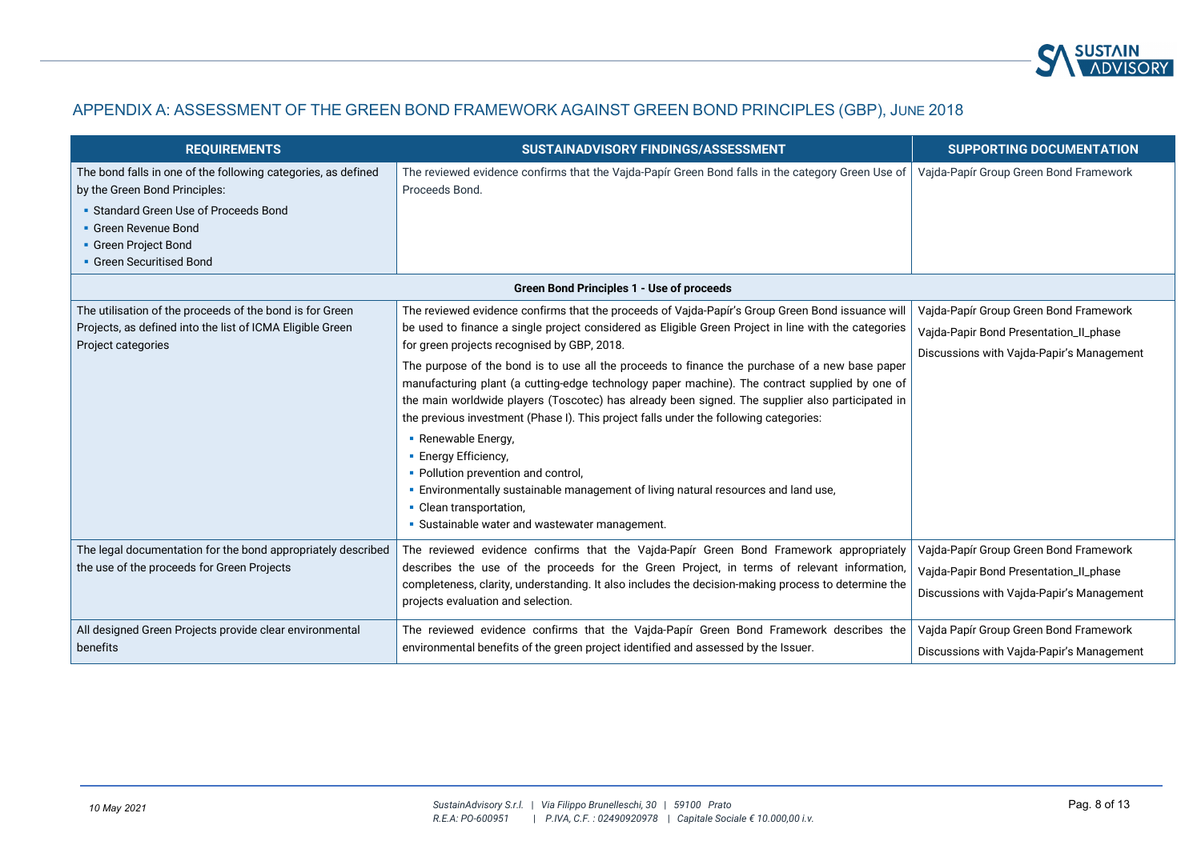## APPENDIX A: ASSESSMENT OF THE GREEN BOND FRAMEWORK AGAINST GREEN BOND PRINCIPLES (GBP), JUNE 2018

| REQUIREMENTS | SUSTAINADVISORY FINDINGS/ASSESSMENT | SUPPORTING DOCUMENTATION |
|---|---|---|
| The bond falls in one of the following categories, as defined by the Green Bond Principles:<br>▪ Standard Green Use of Proceeds Bond<br>▪ Green Revenue Bond<br>▪ Green Project Bond<br>▪ Green Securitised Bond | The reviewed evidence confirms that the Vajda-Papír Green Bond falls in the category Green Use of Proceeds Bond. | Vajda-Papír Group Green Bond Framework |
| **Green Bond Principles 1 - Use of proceeds** | | |
| The utilisation of the proceeds of the bond is for Green Projects, as defined into the list of ICMA Eligible Green Project categories | The reviewed evidence confirms that the proceeds of Vajda-Papír's Group Green Bond issuance will be used to finance a single project considered as Eligible Green Project in line with the categories for green projects recognised by GBP, 2018.<br>The purpose of the bond is to use all the proceeds to finance the purchase of a new base paper manufacturing plant (a cutting-edge technology paper machine). The contract supplied by one of the main worldwide players (Toscotec) has already been signed. The supplier also participated in the previous investment (Phase I). This project falls under the following categories:<br>▪ Renewable Energy,<br>▪ Energy Efficiency,<br>▪ Pollution prevention and control,<br>▪ Environmentally sustainable management of living natural resources and land use,<br>▪ Clean transportation,<br>▪ Sustainable water and wastewater management. | Vajda-Papír Group Green Bond Framework<br>Vajda-Papir Bond Presentation_II_phase<br>Discussions with Vajda-Papir's Management |
| The legal documentation for the bond appropriately described the use of the proceeds for Green Projects | The reviewed evidence confirms that the Vajda-Papír Green Bond Framework appropriately describes the use of the proceeds for the Green Project, in terms of relevant information, completeness, clarity, understanding. It also includes the decision-making process to determine the projects evaluation and selection. | Vajda-Papír Group Green Bond Framework<br>Vajda-Papir Bond Presentation_II_phase<br>Discussions with Vajda-Papir's Management |
| All designed Green Projects provide clear environmental benefits | The reviewed evidence confirms that the Vajda-Papír Green Bond Framework describes the environmental benefits of the green project identified and assessed by the Issuer. | Vajda Papír Group Green Bond Framework<br>Discussions with Vajda-Papir's Management |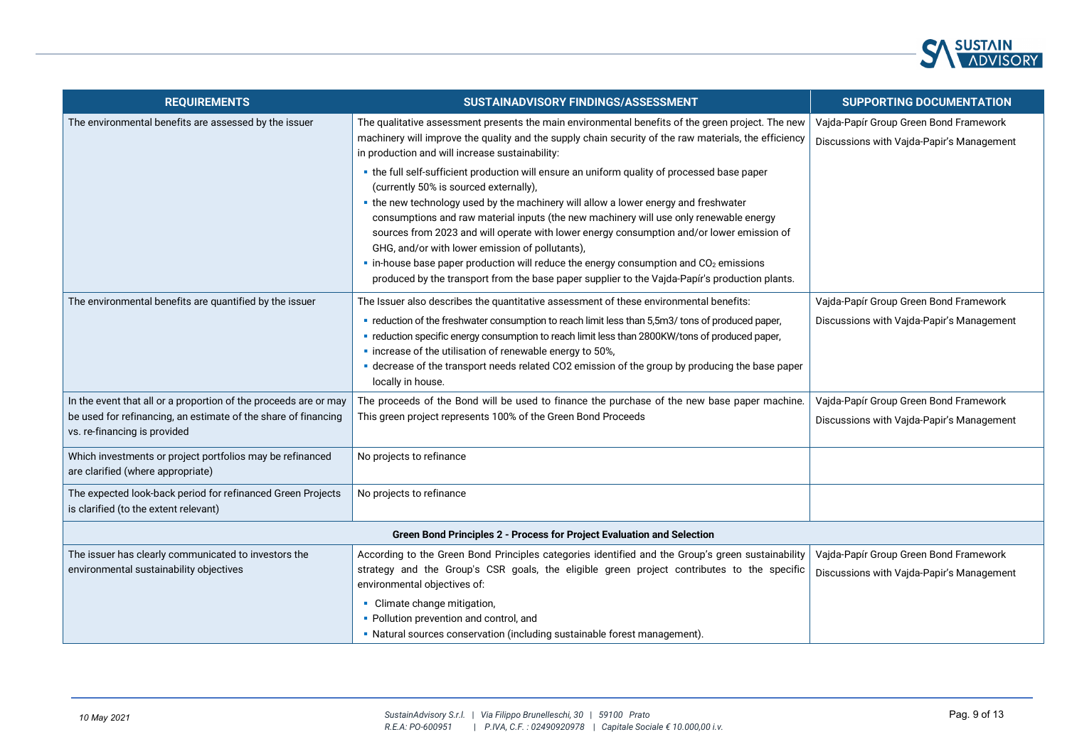| REQUIREMENTS | SUSTAINADVISORY FINDINGS/ASSESSMENT | SUPPORTING DOCUMENTATION |
|---|---|---|
| The environmental benefits are assessed by the issuer | The qualitative assessment presents the main environmental benefits of the green project. The new machinery will improve the quality and the supply chain security of the raw materials, the efficiency in production and will increase sustainability:<br>▪ the full self-sufficient production will ensure an uniform quality of processed base paper (currently 50% is sourced externally),<br>▪ the new technology used by the machinery will allow a lower energy and freshwater consumptions and raw material inputs (the new machinery will use only renewable energy sources from 2023 and will operate with lower energy consumption and/or lower emission of GHG, and/or with lower emission of pollutants),<br>▪ in-house base paper production will reduce the energy consumption and $CO_2$ emissions produced by the transport from the base paper supplier to the Vajda-Papír's production plants. | Vajda-Papír Group Green Bond Framework<br>Discussions with Vajda-Papir's Management |
| The environmental benefits are quantified by the issuer | The Issuer also describes the quantitative assessment of these environmental benefits:<br>▪ reduction of the freshwater consumption to reach limit less than 5,5m3/ tons of produced paper,<br>▪ reduction specific energy consumption to reach limit less than 2800KW/tons of produced paper,<br>▪ increase of the utilisation of renewable energy to 50%,<br>▪ decrease of the transport needs related CO2 emission of the group by producing the base paper locally in house. | Vajda-Papír Group Green Bond Framework<br>Discussions with Vajda-Papir's Management |
| In the event that all or a proportion of the proceeds are or may be used for refinancing, an estimate of the share of financing vs. re-financing is provided | The proceeds of the Bond will be used to finance the purchase of the new base paper machine. This green project represents 100% of the Green Bond Proceeds | Vajda-Papír Group Green Bond Framework<br>Discussions with Vajda-Papir's Management |
| Which investments or project portfolios may be refinanced are clarified (where appropriate) | No projects to refinance | |
| The expected look-back period for refinanced Green Projects is clarified (to the extent relevant) | No projects to refinance | |
| **Green Bond Principles 2 - Process for Project Evaluation and Selection** | | |
| The issuer has clearly communicated to investors the environmental sustainability objectives | According to the Green Bond Principles categories identified and the Group's green sustainability strategy and the Group's CSR goals, the eligible green project contributes to the specific environmental objectives of:<br>▪ Climate change mitigation,<br>▪ Pollution prevention and control, and<br>▪ Natural sources conservation (including sustainable forest management). | Vajda-Papír Group Green Bond Framework<br>Discussions with Vajda-Papir's Management |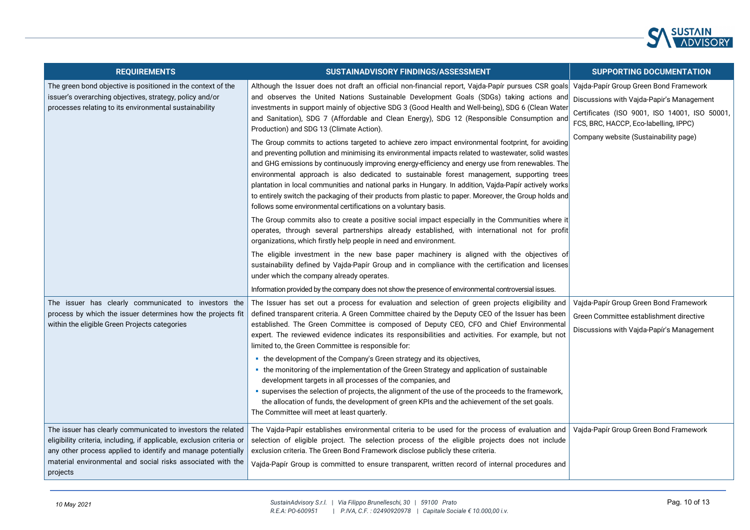| REQUIREMENTS | SUSTAINADVISORY FINDINGS/ASSESSMENT | SUPPORTING DOCUMENTATION |
|---|---|---|
| The green bond objective is positioned in the context of the issuer's overarching objectives, strategy, policy and/or processes relating to its environmental sustainability | Although the Issuer does not draft an official non-financial report, Vajda-Papír pursues CSR goals and observes the United Nations Sustainable Development Goals (SDGs) taking actions and investments in support mainly of objective SDG 3 (Good Health and Well-being), SDG 6 (Clean Water and Sanitation), SDG 7 (Affordable and Clean Energy), SDG 12 (Responsible Consumption and Production) and SDG 13 (Climate Action).<br><br>The Group commits to actions targeted to achieve zero impact environmental footprint, for avoiding and preventing pollution and minimising its environmental impacts related to wastewater, solid wastes and GHG emissions by continuously improving energy-efficiency and energy use from renewables. The environmental approach is also dedicated to sustainable forest management, supporting trees plantation in local communities and national parks in Hungary. In addition, Vajda-Papír actively works to entirely switch the packaging of their products from plastic to paper. Moreover, the Group holds and follows some environmental certifications on a voluntary basis.<br><br>The Group commits also to create a positive social impact especially in the Communities where it operates, through several partnerships already established, with international not for profit organizations, which firstly help people in need and environment.<br><br>The eligible investment in the new base paper machinery is aligned with the objectives of sustainability defined by Vajda-Papír Group and in compliance with the certification and licenses under which the company already operates.<br><br>Information provided by the company does not show the presence of environmental controversial issues. | Vajda-Papír Group Green Bond Framework<br><br>Discussions with Vajda-Papir's Management<br><br>Certificates (ISO 9001, ISO 14001, ISO 50001, FCS, BRC, HACCP, Eco-labelling, IPPC)<br><br>Company website (Sustainability page) |
| The issuer has clearly communicated to investors the process by which the issuer determines how the projects fit within the eligible Green Projects categories | The Issuer has set out a process for evaluation and selection of green projects eligibility and defined transparent criteria. A Green Committee chaired by the Deputy CEO of the Issuer has been established. The Green Committee is composed of Deputy CEO, CFO and Chief Environmental expert. The reviewed evidence indicates its responsibilities and activities. For example, but not limited to, the Green Committee is responsible for:<br><br>- the development of the Company's Green strategy and its objectives,<br>- the monitoring of the implementation of the Green Strategy and application of sustainable development targets in all processes of the companies, and<br>- supervises the selection of projects, the alignment of the use of the proceeds to the framework, the allocation of funds, the development of green KPIs and the achievement of the set goals.<br><br>The Committee will meet at least quarterly. | Vajda-Papír Group Green Bond Framework<br><br>Green Committee establishment directive<br><br>Discussions with Vajda-Papír's Management |
| The issuer has clearly communicated to investors the related eligibility criteria, including, if applicable, exclusion criteria or any other process applied to identify and manage potentially material environmental and social risks associated with the projects | The Vajda-Papír establishes environmental criteria to be used for the process of evaluation and selection of eligible project. The selection process of the eligible projects does not include exclusion criteria. The Green Bond Framework disclose publicly these criteria.<br><br>Vajda-Papír Group is committed to ensure transparent, written record of internal procedures and | Vajda-Papír Group Green Bond Framework |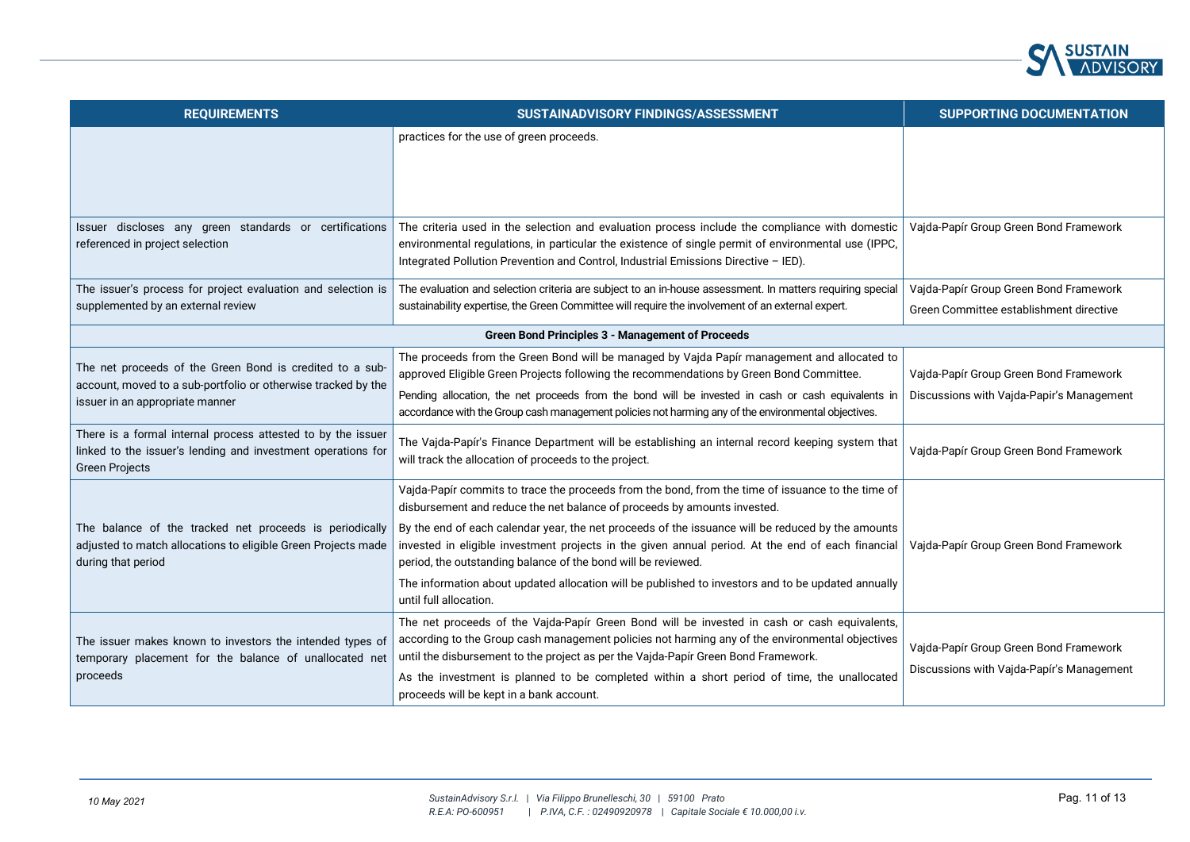| REQUIREMENTS | SUSTAINADVISORY FINDINGS/ASSESSMENT | SUPPORTING DOCUMENTATION |
|---|---|---|
| | practices for the use of green proceeds. | |
| Issuer discloses any green standards or certifications referenced in project selection | The criteria used in the selection and evaluation process include the compliance with domestic environmental regulations, in particular the existence of single permit of environmental use (IPPC, Integrated Pollution Prevention and Control, Industrial Emissions Directive – IED). | Vajda-Papír Group Green Bond Framework |
| The issuer's process for project evaluation and selection is supplemented by an external review | The evaluation and selection criteria are subject to an in-house assessment. In matters requiring special sustainability expertise, the Green Committee will require the involvement of an external expert. | Vajda-Papír Group Green Bond Framework<br>Green Committee establishment directive |
| **Green Bond Principles 3 - Management of Proceeds** | | |
| The net proceeds of the Green Bond is credited to a sub-account, moved to a sub-portfolio or otherwise tracked by the issuer in an appropriate manner | The proceeds from the Green Bond will be managed by Vajda Papír management and allocated to approved Eligible Green Projects following the recommendations by Green Bond Committee.<br>Pending allocation, the net proceeds from the bond will be invested in cash or cash equivalents in accordance with the Group cash management policies not harming any of the environmental objectives. | Vajda-Papír Group Green Bond Framework<br>Discussions with Vajda-Papír's Management |
| There is a formal internal process attested to by the issuer linked to the issuer's lending and investment operations for Green Projects | The Vajda-Papír's Finance Department will be establishing an internal record keeping system that will track the allocation of proceeds to the project. | Vajda-Papír Group Green Bond Framework |
| The balance of the tracked net proceeds is periodically adjusted to match allocations to eligible Green Projects made during that period | Vajda-Papír commits to trace the proceeds from the bond, from the time of issuance to the time of disbursement and reduce the net balance of proceeds by amounts invested.<br>By the end of each calendar year, the net proceeds of the issuance will be reduced by the amounts invested in eligible investment projects in the given annual period. At the end of each financial period, the outstanding balance of the bond will be reviewed.<br>The information about updated allocation will be published to investors and to be updated annually until full allocation. | Vajda-Papír Group Green Bond Framework |
| The issuer makes known to investors the intended types of temporary placement for the balance of unallocated net proceeds | The net proceeds of the Vajda-Papír Green Bond will be invested in cash or cash equivalents, according to the Group cash management policies not harming any of the environmental objectives until the disbursement to the project as per the Vajda-Papír Green Bond Framework.<br>As the investment is planned to be completed within a short period of time, the unallocated proceeds will be kept in a bank account. | Vajda-Papír Group Green Bond Framework<br>Discussions with Vajda-Papír's Management |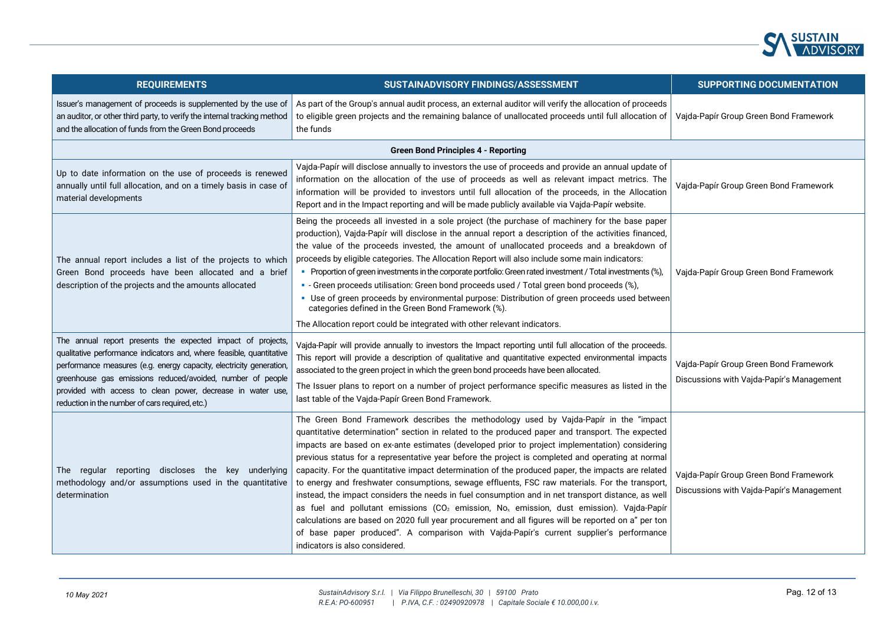| REQUIREMENTS | SUSTAINADVISORY FINDINGS/ASSESSMENT | SUPPORTING DOCUMENTATION |
|---|---|---|
| Issuer's management of proceeds is supplemented by the use of an auditor, or other third party, to verify the internal tracking method and the allocation of funds from the Green Bond proceeds | As part of the Group's annual audit process, an external auditor will verify the allocation of proceeds to eligible green projects and the remaining balance of unallocated proceeds until full allocation of the funds | Vajda-Papír Group Green Bond Framework |
| **Green Bond Principles 4 - Reporting** | | |
| Up to date information on the use of proceeds is renewed annually until full allocation, and on a timely basis in case of material developments | Vajda-Papír will disclose annually to investors the use of proceeds and provide an annual update of information on the allocation of the use of proceeds as well as relevant impact metrics. The information will be provided to investors until full allocation of the proceeds, in the Allocation Report and in the Impact reporting and will be made publicly available via Vajda-Papír website. | Vajda-Papír Group Green Bond Framework |
| The annual report includes a list of the projects to which Green Bond proceeds have been allocated and a brief description of the projects and the amounts allocated | Being the proceeds all invested in a sole project (the purchase of machinery for the base paper production), Vajda-Papír will disclose in the annual report a description of the activities financed, the value of the proceeds invested, the amount of unallocated proceeds and a breakdown of proceeds by eligible categories. The Allocation Report will also include some main indicators:<br>▪ Proportion of green investments in the corporate portfolio: Green rated investment / Total investments (%),<br>▪ - Green proceeds utilisation: Green bond proceeds used / Total green bond proceeds (%),<br>▪ Use of green proceeds by environmental purpose: Distribution of green proceeds used between categories defined in the Green Bond Framework (%).<br>The Allocation report could be integrated with other relevant indicators. | Vajda-Papír Group Green Bond Framework |
| The annual report presents the expected impact of projects, qualitative performance indicators and, where feasible, quantitative performance measures (e.g. energy capacity, electricity generation, greenhouse gas emissions reduced/avoided, number of people provided with access to clean power, decrease in water use, reduction in the number of cars required, etc.) | Vajda-Papír will provide annually to investors the Impact reporting until full allocation of the proceeds. This report will provide a description of qualitative and quantitative expected environmental impacts associated to the green project in which the green bond proceeds have been allocated.<br>The Issuer plans to report on a number of project performance specific measures as listed in the last table of the Vajda-Papír Green Bond Framework. | Vajda-Papír Group Green Bond Framework<br>Discussions with Vajda-Papír's Management |
| The regular reporting discloses the key underlying methodology and/or assumptions used in the quantitative determination | The Green Bond Framework describes the methodology used by Vajda-Papír in the "impact quantitative determination" section in related to the produced paper and transport. The expected impacts are based on ex-ante estimates (developed prior to project implementation) considering previous status for a representative year before the project is completed and operating at normal capacity. For the quantitative impact determination of the produced paper, the impacts are related to energy and freshwater consumptions, sewage effluents, FSC raw materials. For the transport, instead, the impact considers the needs in fuel consumption and in net transport distance, as well as fuel and pollutant emissions ($CO_2$ emission, $No_x$ emission, dust emission). Vajda-Papír calculations are based on 2020 full year procurement and all figures will be reported on a" per ton of base paper produced". A comparison with Vajda-Papír's current supplier's performance indicators is also considered. | Vajda-Papír Group Green Bond Framework<br>Discussions with Vajda-Papír's Management |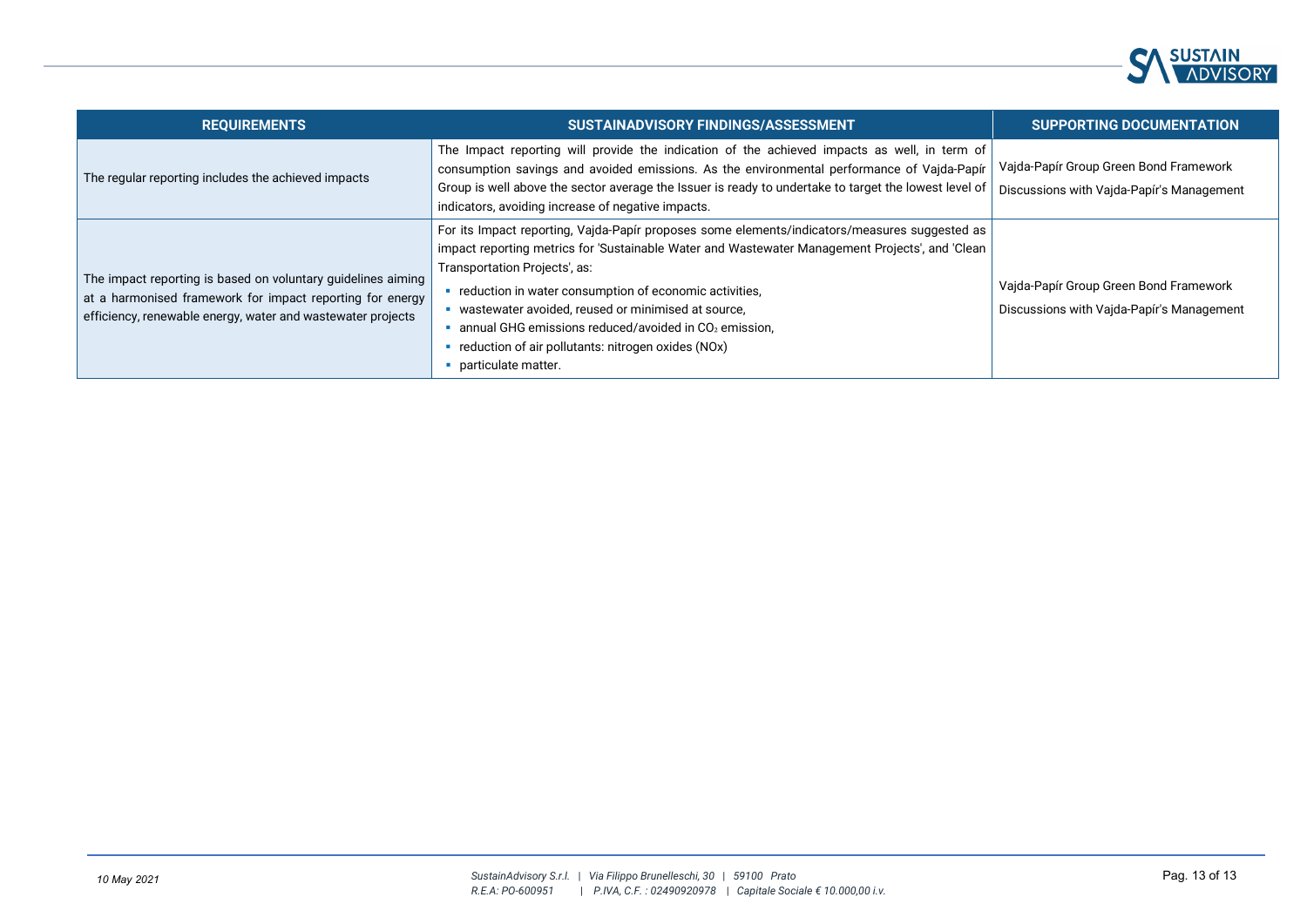| REQUIREMENTS | SUSTAINADVISORY FINDINGS/ASSESSMENT | SUPPORTING DOCUMENTATION |
|---|---|---|
| The regular reporting includes the achieved impacts | The Impact reporting will provide the indication of the achieved impacts as well, in term of consumption savings and avoided emissions. As the environmental performance of Vajda-Papír Group is well above the sector average the Issuer is ready to undertake to target the lowest level of indicators, avoiding increase of negative impacts. | Vajda-Papír Group Green Bond Framework<br>Discussions with Vajda-Papír's Management |
| The impact reporting is based on voluntary guidelines aiming at a harmonised framework for impact reporting for energy efficiency, renewable energy, water and wastewater projects | For its Impact reporting, Vajda-Papír proposes some elements/indicators/measures suggested as impact reporting metrics for 'Sustainable Water and Wastewater Management Projects', and 'Clean Transportation Projects', as:<br>▪ reduction in water consumption of economic activities,<br>▪ wastewater avoided, reused or minimised at source,<br>▪ annual GHG emissions reduced/avoided in $CO_2$ emission,<br>▪ reduction of air pollutants: nitrogen oxides (NOx)<br>▪ particulate matter. | Vajda-Papír Group Green Bond Framework<br>Discussions with Vajda-Papír's Management |